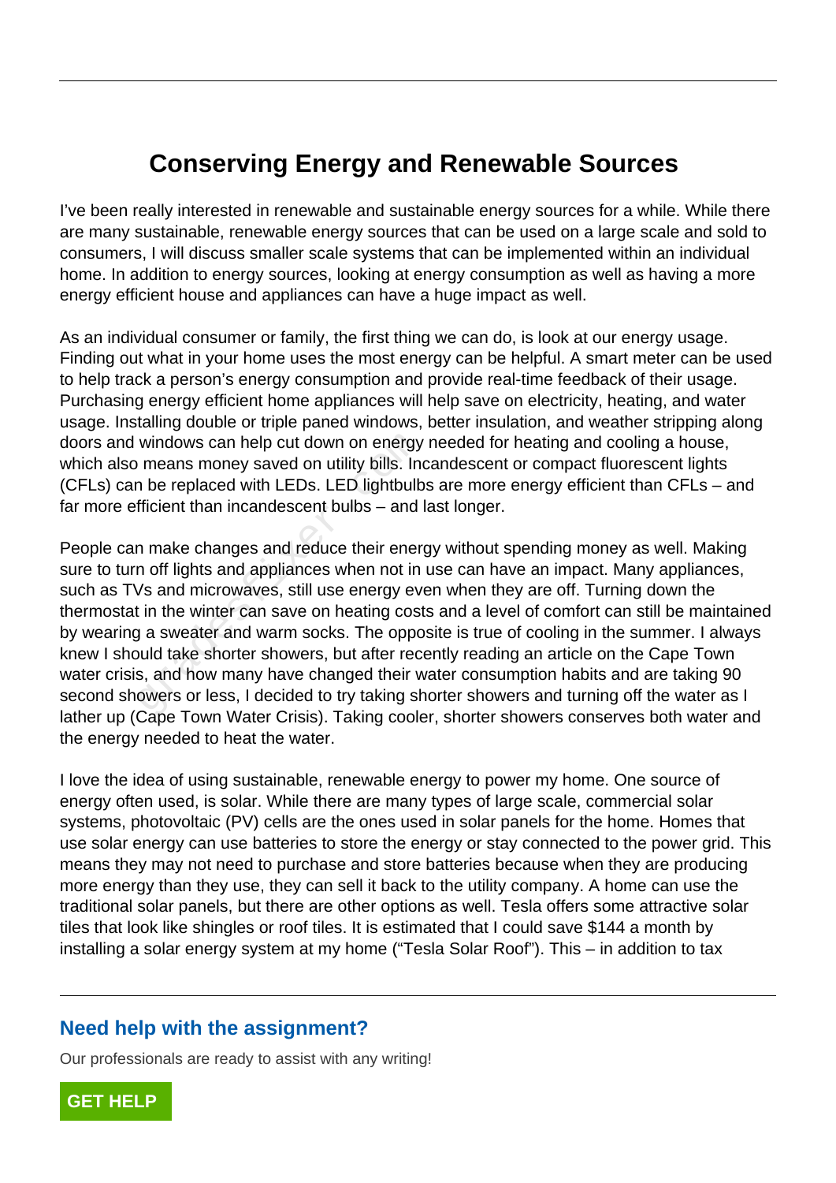# Conserving Energy and Renewable Sources

I've been really interested in renewable and sustainable energy sources for a while. While there are many sustainable, renewable energy sources that can be used on a large scale and sold to consumers, I will discuss smaller scale systems that can be implemented within an individual home. In addition to energy sources, looking at energy consumption as well as having a more energy efficient house and appliances can have a huge impact as well.

As an individual consumer or family, the first thing we can do, is look at our energy usage. Finding out what in your home uses the most energy can be helpful. A smart meter can be used to help track a person's energy consumption and provide real-time feedback of their usage. Purchasing energy efficient home appliances will help save on electricity, heating, and water usage. Installing double or triple paned windows, better insulation, and weather stripping along doors and windows can help cut down on energy needed for heating and cooling a house, which also means money saved on utility bills. Incandescent or compact fluorescent lights (CFLs) can be replaced with LEDs. LED lightbulbs are more energy efficient than CFLs – and far more efficient than incandescent bulbs – and last longer.

People can make changes and reduce their energy without spending money as well. Making sure to turn off lights and appliances when not in use can have an impact. Many appliances, such as TVs and microwaves, still use energy even when they are off. Turning down the thermostat in the winter can save on heating costs and a level of comfort can still be maintained by wearing a sweater and warm socks. The opposite is true of cooling in the summer. I always knew I should take shorter showers, but after recently reading an article on the Cape Town water crisis, and how many have changed their water consumption habits and are taking 90 second showers or less, I decided to try taking shorter showers and turning off the water as I lather up (Cape Town Water Crisis). Taking cooler, shorter showers conserves both water and the energy needed to heat the water.

I love the idea of using sustainable, renewable energy to power my home. One source of energy often used, is solar. While there are many types of large scale, commercial solar systems, photovoltaic (PV) cells are the ones used in solar panels for the home. Homes that use solar energy can use batteries to store the energy or stay connected to the power grid. This means they may not need to purchase and store batteries because when they are producing more energy than they use, they can sell it back to the utility company. A home can use the traditional solar panels, but there are other options as well. Tesla offers some attractive solar tiles that look like shingles or roof tiles. It is estimated that I could save $144 a month by installing a solar energy system at my home ("Tesla Solar Roof"). This – in addition to tax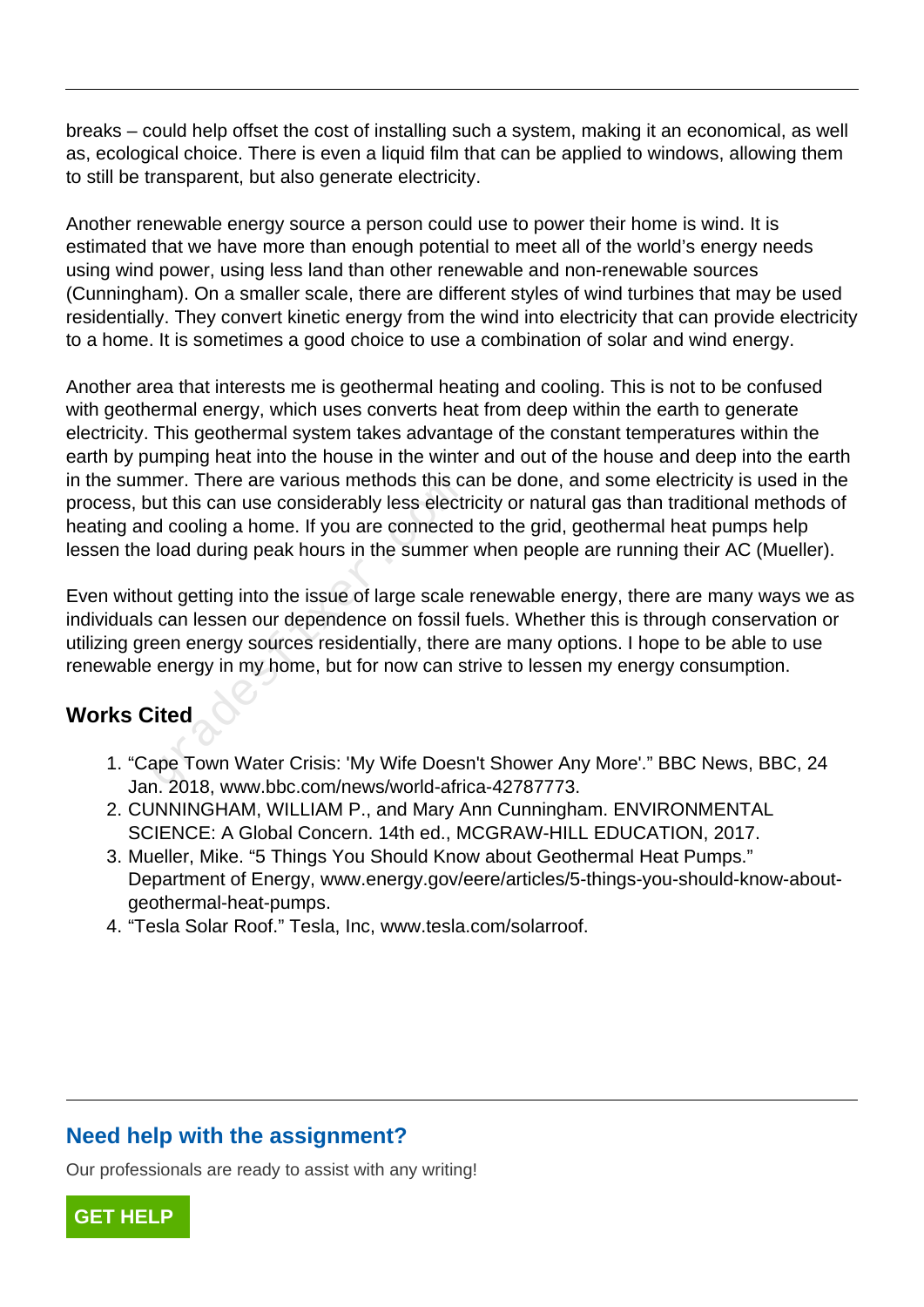breaks – could help offset the cost of installing such a system, making it an economical, as well as, ecological choice. There is even a liquid film that can be applied to windows, allowing them to still be transparent, but also generate electricity.

Another renewable energy source a person could use to power their home is wind. It is estimated that we have more than enough potential to meet all of the world's energy needs using wind power, using less land than other renewable and non-renewable sources (Cunningham). On a smaller scale, there are different styles of wind turbines that may be used residentially. They convert kinetic energy from the wind into electricity that can provide electricity to a home. It is sometimes a good choice to use a combination of solar and wind energy.

Another area that interests me is geothermal heating and cooling. This is not to be confused with geothermal energy, which uses converts heat from deep within the earth to generate electricity. This geothermal system takes advantage of the constant temperatures within the earth by pumping heat into the house in the winter and out of the house and deep into the earth in the summer. There are various methods this can be done, and some electricity is used in the process, but this can use considerably less electricity or natural gas than traditional methods of heating and cooling a home. If you are connected to the grid, geothermal heat pumps help lessen the load during peak hours in the summer when people are running their AC (Mueller).

Even without getting into the issue of large scale renewable energy, there are many ways we as individuals can lessen our dependence on fossil fuels. Whether this is through conservation or utilizing green energy sources residentially, there are many options. I hope to be able to use renewable energy in my home, but for now can strive to lessen my energy consumption.

## Works Cited

1. "Cape Town Water Crisis: 'My Wife Doesn't Shower Any More'." BBC News, BBC, 24 Jan. 2018, www.bbc.com/news/world-africa-42787773.
2. CUNNINGHAM, WILLIAM P., and Mary Ann Cunningham. ENVIRONMENTAL SCIENCE: A Global Concern. 14th ed., MCGRAW-HILL EDUCATION, 2017.
3. Mueller, Mike. "5 Things You Should Know about Geothermal Heat Pumps." Department of Energy, www.energy.gov/eere/articles/5-things-you-should-know-about-geothermal-heat-pumps.
4. "Tesla Solar Roof." Tesla, Inc, www.tesla.com/solarroof.